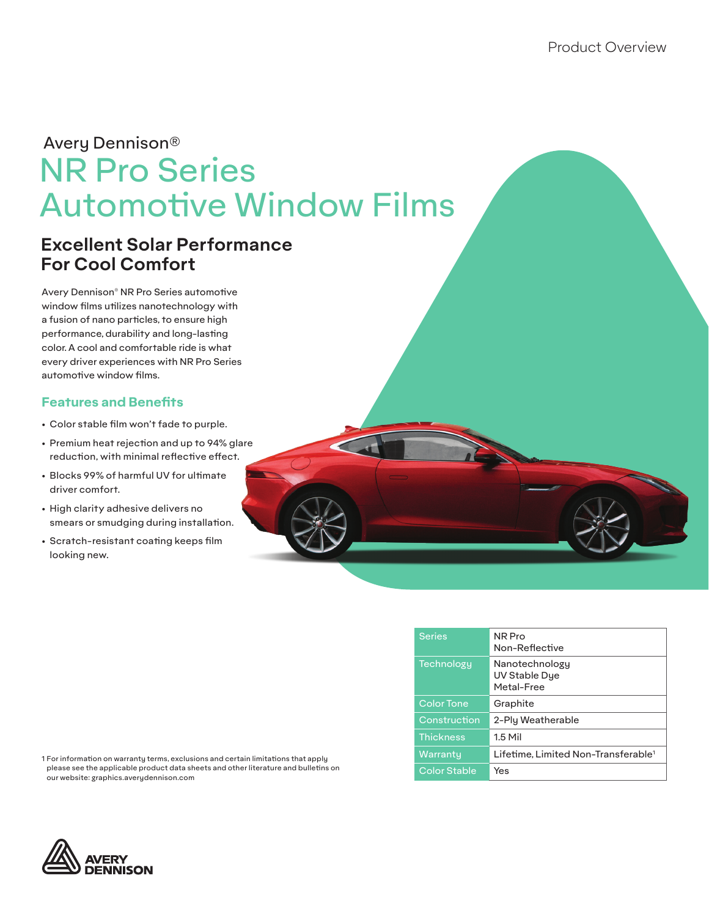Avery Dennison®

# NR Pro Series Automotive Window Films

## Excellent Solar Performance For Cool Comfort

Avery Dennison® NR Pro Series automotive window films utilizes nanotechnology with a fusion of nano particles, to ensure high performance, durability and long-lasting color. A cool and comfortable ride is what every driver experiences with NR Pro Series automotive window films.

### Features and Benefits

- Color stable film won't fade to purple.
- Premium heat rejection and up to 94% glare reduction, with minimal reflective effect.
- Blocks 99% of harmful UV for ultimate driver comfort.
- High clarity adhesive delivers no smears or smudging during installation.
- Scratch-resistant coating keeps film looking new.

| | |
|---|---|
| Series | NR Pro<br>Non-Reflective |
| Technology | Nanotechnology<br>UV Stable Dye<br>Metal-Free |
| Color Tone | Graphite |
| Construction | 2-Ply Weatherable |
| Thickness | 1.5 Mil |
| Warranty | Lifetime, Limited Non-Transferable[1] |
| Color Stable | Yes |

1 For information on warranty terms, exclusions and certain limitations that apply please see the applicable product data sheets and other literature and bulletins on our website: graphics.averydennison.com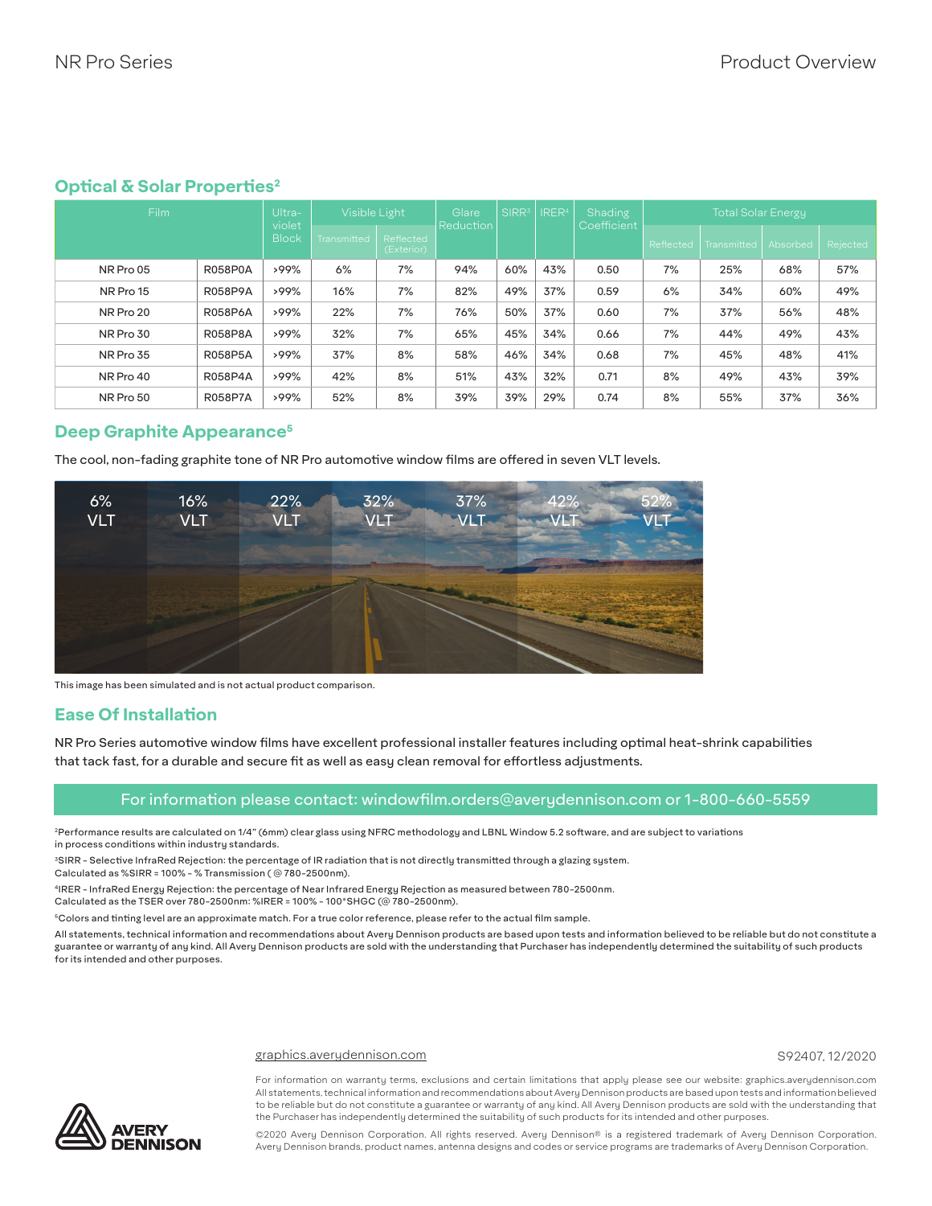## Optical & Solar Properties[2]

| Film | | Ultra-violet Block | Visible Light | | Glare Reduction | SIRR[3] | IRER[4] | Shading Coefficient | Total Solar Energy | | | |
|---|---|---|---|---|---|---|---|---|---|---|---|---|
| | | | Transmitted | Reflected (Exterior) | | | | | Reflected | Transmitted | Absorbed | Rejected |
| NR Pro 05 | R058P0A | >99% | 6% | 7% | 94% | 60% | 43% | 0.50 | 7% | 25% | 68% | 57% |
| NR Pro 15 | R058P9A | >99% | 16% | 7% | 82% | 49% | 37% | 0.59 | 6% | 34% | 60% | 49% |
| NR Pro 20 | R058P6A | >99% | 22% | 7% | 76% | 50% | 37% | 0.60 | 7% | 37% | 56% | 48% |
| NR Pro 30 | R058P8A | >99% | 32% | 7% | 65% | 45% | 34% | 0.66 | 7% | 44% | 49% | 43% |
| NR Pro 35 | R058P5A | >99% | 37% | 8% | 58% | 46% | 34% | 0.68 | 7% | 45% | 48% | 41% |
| NR Pro 40 | R058P4A | >99% | 42% | 8% | 51% | 43% | 32% | 0.71 | 8% | 49% | 43% | 39% |
| NR Pro 50 | R058P7A | >99% | 52% | 8% | 39% | 39% | 29% | 0.74 | 8% | 55% | 37% | 36% |

## Deep Graphite Appearance[5]

The cool, non-fading graphite tone of NR Pro automotive window films are offered in seven VLT levels.

6% VLT
16% VLT
22% VLT
32% VLT
37% VLT
42% VLT
52% VLT

This image has been simulated and is not actual product comparison.

## Ease Of Installation

NR Pro Series automotive window films have excellent professional installer features including optimal heat-shrink capabilities that tack fast, for a durable and secure fit as well as easy clean removal for effortless adjustments.

**For information please contact: windowfilm.orders@averydennison.com or 1-800-660-5559**

[2]Performance results are calculated on 1/4" (6mm) clear glass using NFRC methodology and LBNL Window 5.2 software, and are subject to variations in process conditions within industry standards.

[3]SIRR - Selective InfraRed Rejection: the percentage of IR radiation that is not directly transmitted through a glazing system. Calculated as %SIRR = 100% - % Transmission ( @ 780-2500nm).

[4]IRER - InfraRed Energy Rejection: the percentage of Near Infrared Energy Rejection as measured between 780-2500nm. Calculated as the TSER over 780-2500nm: %IRER = 100% - 100*SHGC (@ 780-2500nm).

[5]Colors and tinting level are an approximate match. For a true color reference, please refer to the actual film sample.

All statements, technical information and recommendations about Avery Dennison products are based upon tests and information believed to be reliable but do not constitute a guarantee or warranty of any kind. All Avery Dennison products are sold with the understanding that Purchaser has independently determined the suitability of such products for its intended and other purposes.

graphics.averydennison.com

S92407, 12/2020

For information on warranty terms, exclusions and certain limitations that apply please see our website: graphics.averydennison.com All statements, technical information and recommendations about Avery Dennison products are based upon tests and information believed to be reliable but do not constitute a guarantee or warranty of any kind. All Avery Dennison products are sold with the understanding that the Purchaser has independently determined the suitability of such products for its intended and other purposes.

©2020 Avery Dennison Corporation. All rights reserved. Avery Dennison® is a registered trademark of Avery Dennison Corporation. Avery Dennison brands, product names, antenna designs and codes or service programs are trademarks of Avery Dennison Corporation.